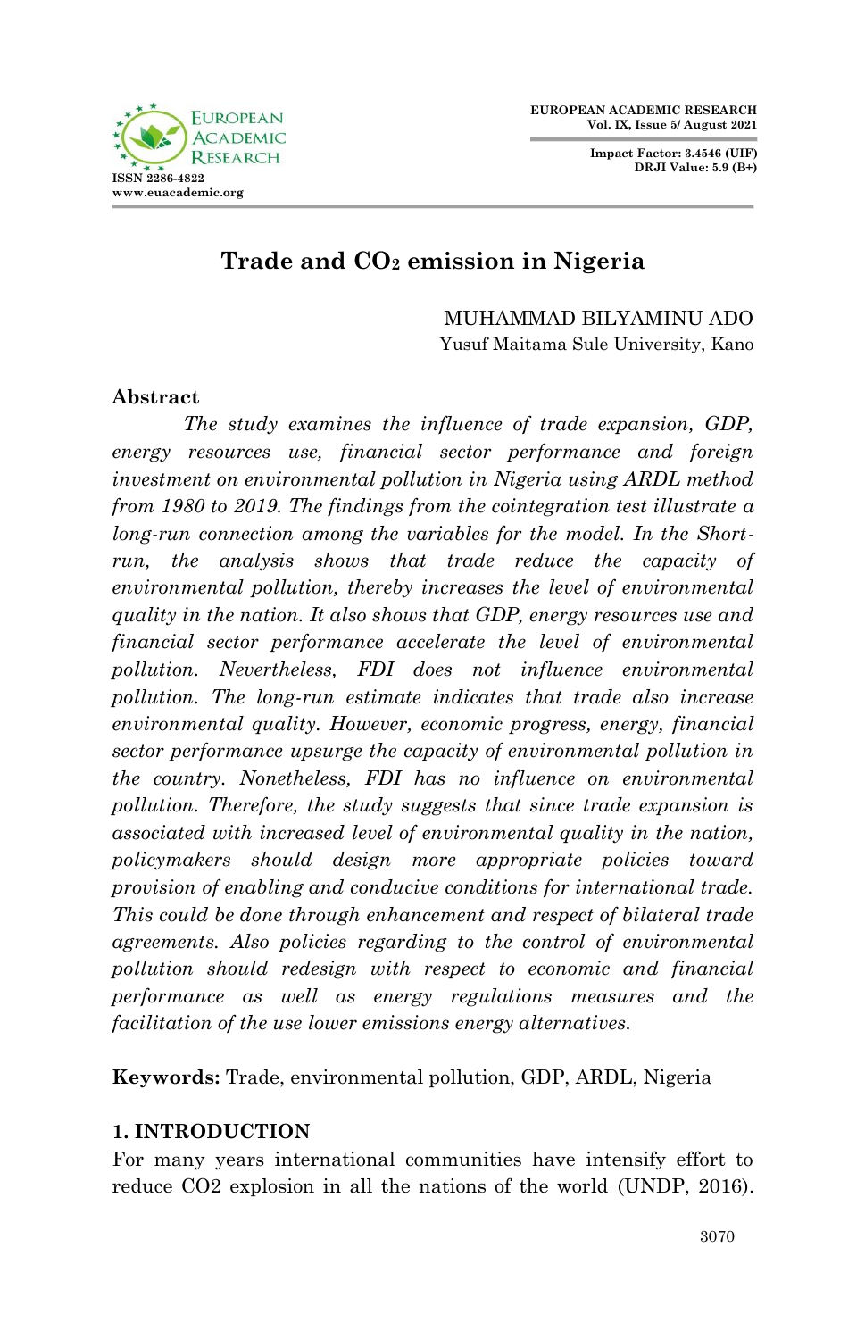# Trade and $CO_2$ emission in Nigeria

MUHAMMAD BILYAMINU ADO
Yusuf Maitama Sule University, Kano

## Abstract

*The study examines the influence of trade expansion, GDP, energy resources use, financial sector performance and foreign investment on environmental pollution in Nigeria using ARDL method from 1980 to 2019. The findings from the cointegration test illustrate a long-run connection among the variables for the model. In the Short-run, the analysis shows that trade reduce the capacity of environmental pollution, thereby increases the level of environmental quality in the nation. It also shows that GDP, energy resources use and financial sector performance accelerate the level of environmental pollution. Nevertheless, FDI does not influence environmental pollution. The long-run estimate indicates that trade also increase environmental quality. However, economic progress, energy, financial sector performance upsurge the capacity of environmental pollution in the country. Nonetheless, FDI has no influence on environmental pollution. Therefore, the study suggests that since trade expansion is associated with increased level of environmental quality in the nation, policymakers should design more appropriate policies toward provision of enabling and conducive conditions for international trade. This could be done through enhancement and respect of bilateral trade agreements. Also policies regarding to the control of environmental pollution should redesign with respect to economic and financial performance as well as energy regulations measures and the facilitation of the use lower emissions energy alternatives.*

**Keywords:** Trade, environmental pollution, GDP, ARDL, Nigeria

## 1. INTRODUCTION

For many years international communities have intensify effort to reduce CO2 explosion in all the nations of the world (UNDP, 2016).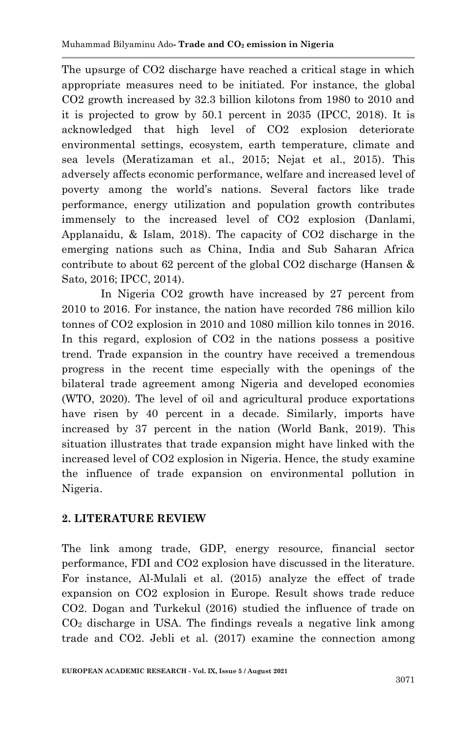The upsurge of $CO_2$ discharge have reached a critical stage in which appropriate measures need to be initiated. For instance, the global $CO_2$ growth increased by 32.3 billion kilotons from 1980 to 2010 and it is projected to grow by 50.1 percent in 2035 (IPCC, 2018). It is acknowledged that high level of $CO_2$ explosion deteriorate environmental settings, ecosystem, earth temperature, climate and sea levels (Meratizaman et al., 2015; Nejat et al., 2015). This adversely affects economic performance, welfare and increased level of poverty among the world's nations. Several factors like trade performance, energy utilization and population growth contributes immensely to the increased level of $CO_2$ explosion (Danlami, Applanaidu, & Islam, 2018). The capacity of $CO_2$ discharge in the emerging nations such as China, India and Sub Saharan Africa contribute to about 62 percent of the global $CO_2$ discharge (Hansen & Sato, 2016; IPCC, 2014).

In Nigeria $CO_2$ growth have increased by 27 percent from 2010 to 2016. For instance, the nation have recorded 786 million kilo tonnes of $CO_2$ explosion in 2010 and 1080 million kilo tonnes in 2016. In this regard, explosion of $CO_2$ in the nations possess a positive trend. Trade expansion in the country have received a tremendous progress in the recent time especially with the openings of the bilateral trade agreement among Nigeria and developed economies (WTO, 2020). The level of oil and agricultural produce exportations have risen by 40 percent in a decade. Similarly, imports have increased by 37 percent in the nation (World Bank, 2019). This situation illustrates that trade expansion might have linked with the increased level of $CO_2$ explosion in Nigeria. Hence, the study examine the influence of trade expansion on environmental pollution in Nigeria.

## 2. LITERATURE REVIEW

The link among trade, GDP, energy resource, financial sector performance, FDI and $CO_2$ explosion have discussed in the literature. For instance, Al-Mulali et al. (2015) analyze the effect of trade expansion on $CO_2$ explosion in Europe. Result shows trade reduce $CO_2$. Dogan and Turkekul (2016) studied the influence of trade on $CO_2$ discharge in USA. The findings reveals a negative link among trade and $CO_2$. Jebli et al. (2017) examine the connection among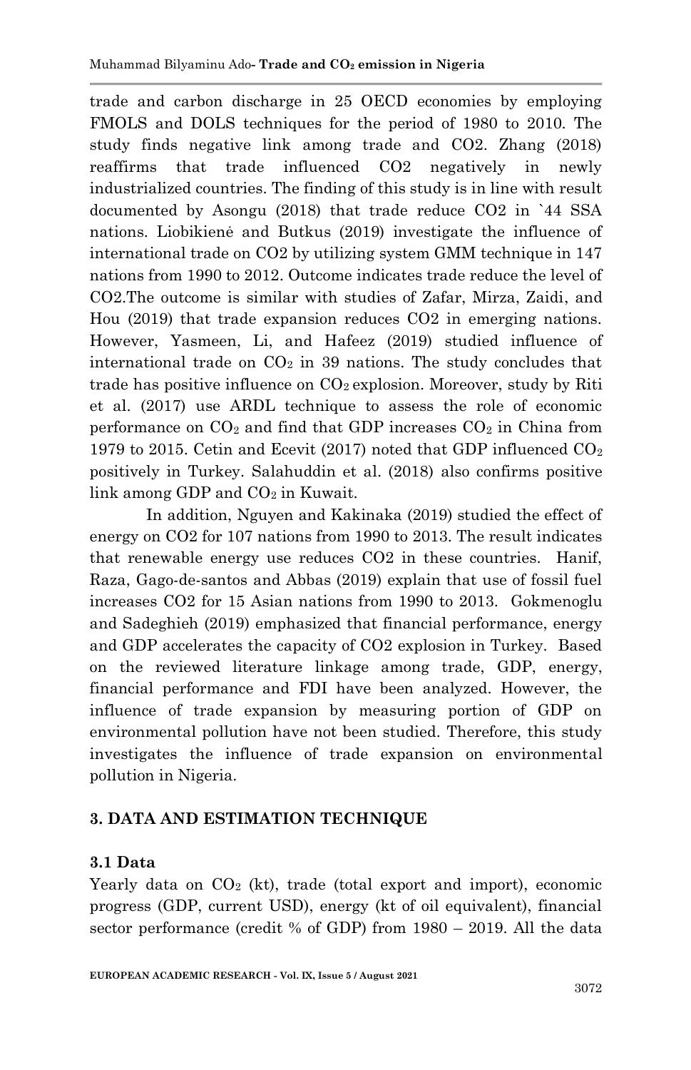trade and carbon discharge in 25 OECD economies by employing FMOLS and DOLS techniques for the period of 1980 to 2010. The study finds negative link among trade and CO2. Zhang (2018) reaffirms that trade influenced CO2 negatively in newly industrialized countries. The finding of this study is in line with result documented by Asongu (2018) that trade reduce CO2 in `44 SSA nations. Liobikienė and Butkus (2019) investigate the influence of international trade on CO2 by utilizing system GMM technique in 147 nations from 1990 to 2012. Outcome indicates trade reduce the level of CO2.The outcome is similar with studies of Zafar, Mirza, Zaidi, and Hou (2019) that trade expansion reduces CO2 in emerging nations. However, Yasmeen, Li, and Hafeez (2019) studied influence of international trade on $CO_2$ in 39 nations. The study concludes that trade has positive influence on $CO_2$ explosion. Moreover, study by Riti et al. (2017) use ARDL technique to assess the role of economic performance on $CO_2$ and find that GDP increases $CO_2$ in China from 1979 to 2015. Cetin and Ecevit (2017) noted that GDP influenced $CO_2$ positively in Turkey. Salahuddin et al. (2018) also confirms positive link among GDP and $CO_2$ in Kuwait.

In addition, Nguyen and Kakinaka (2019) studied the effect of energy on CO2 for 107 nations from 1990 to 2013. The result indicates that renewable energy use reduces CO2 in these countries. Hanif, Raza, Gago-de-santos and Abbas (2019) explain that use of fossil fuel increases CO2 for 15 Asian nations from 1990 to 2013. Gokmenoglu and Sadeghieh (2019) emphasized that financial performance, energy and GDP accelerates the capacity of CO2 explosion in Turkey. Based on the reviewed literature linkage among trade, GDP, energy, financial performance and FDI have been analyzed. However, the influence of trade expansion by measuring portion of GDP on environmental pollution have not been studied. Therefore, this study investigates the influence of trade expansion on environmental pollution in Nigeria.

## 3. DATA AND ESTIMATION TECHNIQUE

### 3.1 Data

Yearly data on $CO_2$ (kt), trade (total export and import), economic progress (GDP, current USD), energy (kt of oil equivalent), financial sector performance (credit % of GDP) from 1980 – 2019. All the data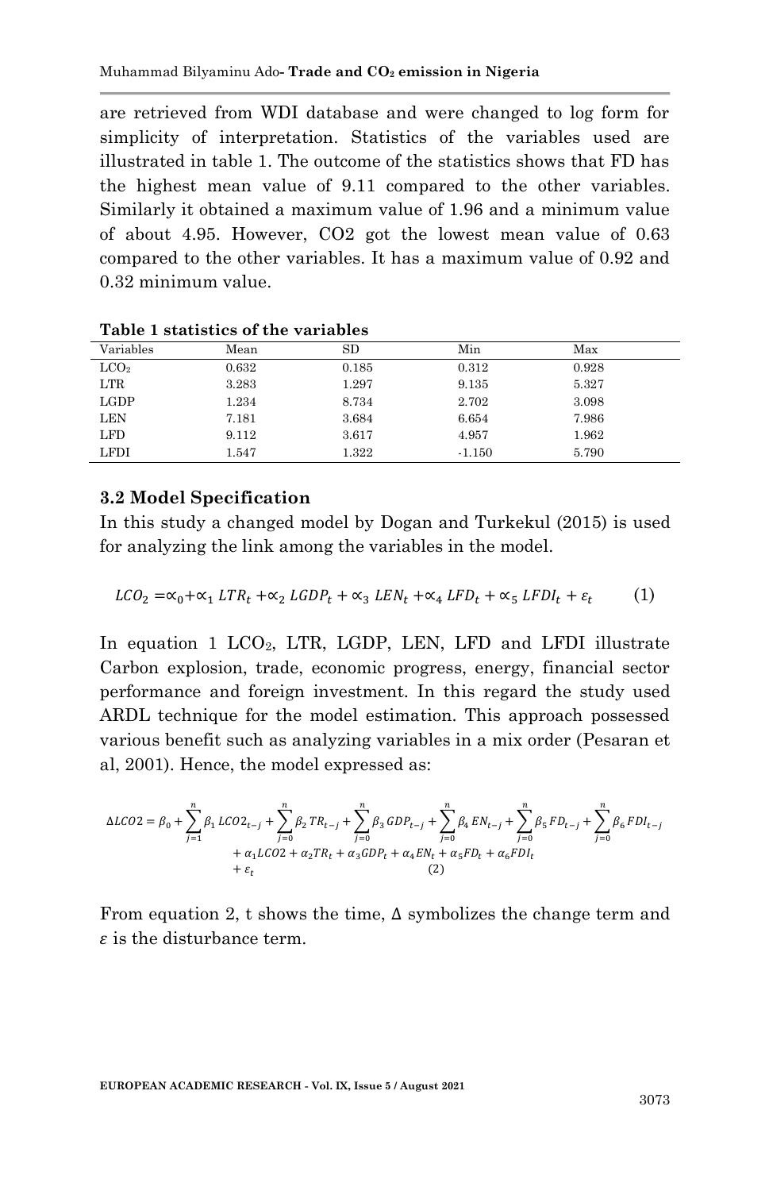are retrieved from WDI database and were changed to log form for simplicity of interpretation. Statistics of the variables used are illustrated in table 1. The outcome of the statistics shows that FD has the highest mean value of 9.11 compared to the other variables. Similarly it obtained a maximum value of 1.96 and a minimum value of about 4.95. However, CO2 got the lowest mean value of 0.63 compared to the other variables. It has a maximum value of 0.92 and 0.32 minimum value.

**Table 1 statistics of the variables**

| Variables | Mean | SD | Min | Max |
|---|---|---|---|---|
| $LCO_2$ | 0.632 | 0.185 | 0.312 | 0.928 |
| LTR | 3.283 | 1.297 | 9.135 | 5.327 |
| LGDP | 1.234 | 8.734 | 2.702 | 3.098 |
| LEN | 7.181 | 3.684 | 6.654 | 7.986 |
| LFD | 9.112 | 3.617 | 4.957 | 1.962 |
| LFDI | 1.547 | 1.322 | -1.150 | 5.790 |

### 3.2 Model Specification

In this study a changed model by Dogan and Turkekul (2015) is used for analyzing the link among the variables in the model.

$$LCO_2 = \propto_0 + \propto_1 LTR_t + \propto_2 LGDP_t + \propto_3 LEN_t + \propto_4 LFD_t + \propto_5 LFDI_t + \varepsilon_t \qquad (1)$$

In equation 1 $LCO_2$, LTR, LGDP, LEN, LFD and LFDI illustrate Carbon explosion, trade, economic progress, energy, financial sector performance and foreign investment. In this regard the study used ARDL technique for the model estimation. This approach possessed various benefit such as analyzing variables in a mix order (Pesaran et al, 2001). Hence, the model expressed as:

$$\Delta LCO2 = \beta_0 + \sum_{j=1}^{n} \beta_1 LCO2_{t-j} + \sum_{j=0}^{n} \beta_2 TR_{t-j} + \sum_{j=0}^{n} \beta_3 GDP_{t-j} + \sum_{j=0}^{n} \beta_4 EN_{t-j} + \sum_{j=0}^{n} \beta_5 FD_{t-j} + \sum_{j=0}^{n} \beta_6 FDI_{t-j} + \alpha_1 LCO2 + \alpha_2 TR_t + \alpha_3 GDP_t + \alpha_4 EN_t + \alpha_5 FD_t + \alpha_6 FDI_t + \varepsilon_t \qquad (2)$$

From equation 2, t shows the time, $\Delta$ symbolizes the change term and $\varepsilon$ is the disturbance term.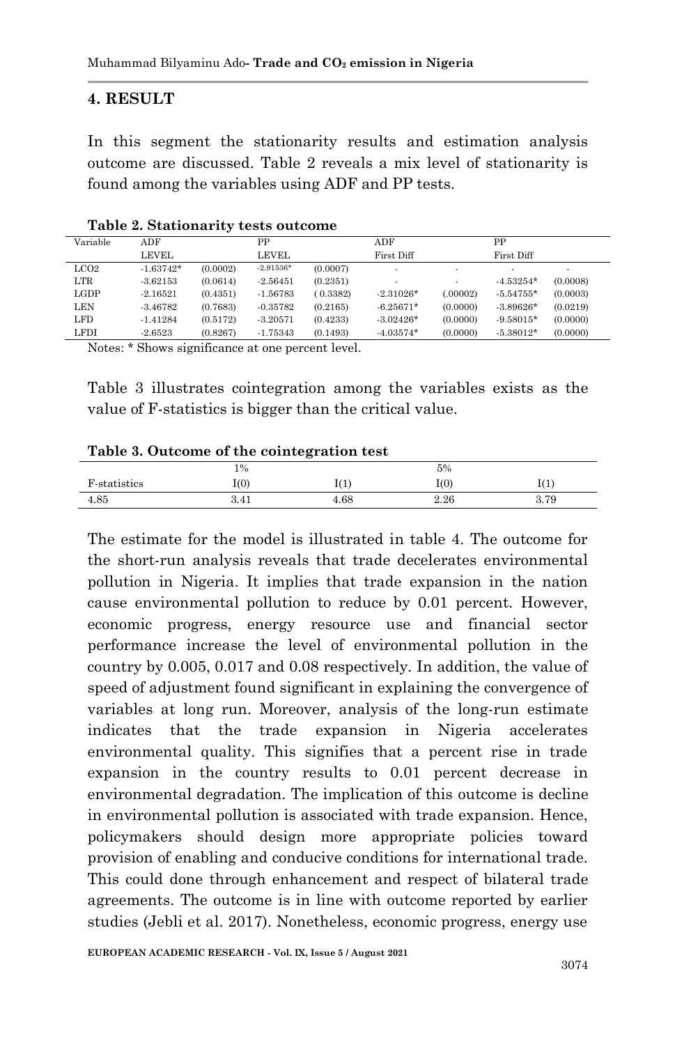## 4. RESULT

In this segment the stationarity results and estimation analysis outcome are discussed. Table 2 reveals a mix level of stationarity is found among the variables using ADF and PP tests.

**Table 2. Stationarity tests outcome**

| Variable | ADF | | PP | | ADF | | PP | |
|---|---|---|---|---|---|---|---|---|
| | LEVEL | | LEVEL | | First Diff | | First Diff | |
| LCO2 | -1.63742* | (0.0002) | -2.91536* | (0.0007) | - | - | - | - |
| LTR | -3.62153 | (0.0614) | -2.56451 | (0.2351) | - | - | -4.53254* | (0.0008) |
| LGDP | -2.16521 | (0.4351) | -1.56783 | ( 0.3382) | -2.31026* | (.00002) | -5.54755* | (0.0003) |
| LEN | -3.46782 | (0.7683) | -0.35782 | (0.2165) | -6.25671* | (0.0000) | -3.89626* | (0.0219) |
| LFD | -1.41284 | (0.5172) | -3.20571 | (0.4233) | -3.02426* | (0.0000) | -9.58015* | (0.0000) |
| LFDI | -2.6523 | (0.8267) | -1.75343 | (0.1493) | -4.03574* | (0.0000) | -5.38012* | (0.0000) |

Notes: * Shows significance at one percent level.

Table 3 illustrates cointegration among the variables exists as the value of F-statistics is bigger than the critical value.

**Table 3. Outcome of the cointegration test**

| | 1% | | 5% | |
|---|---|---|---|---|
| F-statistics | I(0) | I(1) | I(0) | I(1) |
| 4.85 | 3.41 | 4.68 | 2.26 | 3.79 |

The estimate for the model is illustrated in table 4. The outcome for the short-run analysis reveals that trade decelerates environmental pollution in Nigeria. It implies that trade expansion in the nation cause environmental pollution to reduce by 0.01 percent. However, economic progress, energy resource use and financial sector performance increase the level of environmental pollution in the country by 0.005, 0.017 and 0.08 respectively. In addition, the value of speed of adjustment found significant in explaining the convergence of variables at long run. Moreover, analysis of the long-run estimate indicates that the trade expansion in Nigeria accelerates environmental quality. This signifies that a percent rise in trade expansion in the country results to 0.01 percent decrease in environmental degradation. The implication of this outcome is decline in environmental pollution is associated with trade expansion. Hence, policymakers should design more appropriate policies toward provision of enabling and conducive conditions for international trade. This could done through enhancement and respect of bilateral trade agreements. The outcome is in line with outcome reported by earlier studies (Jebli et al. 2017). Nonetheless, economic progress, energy use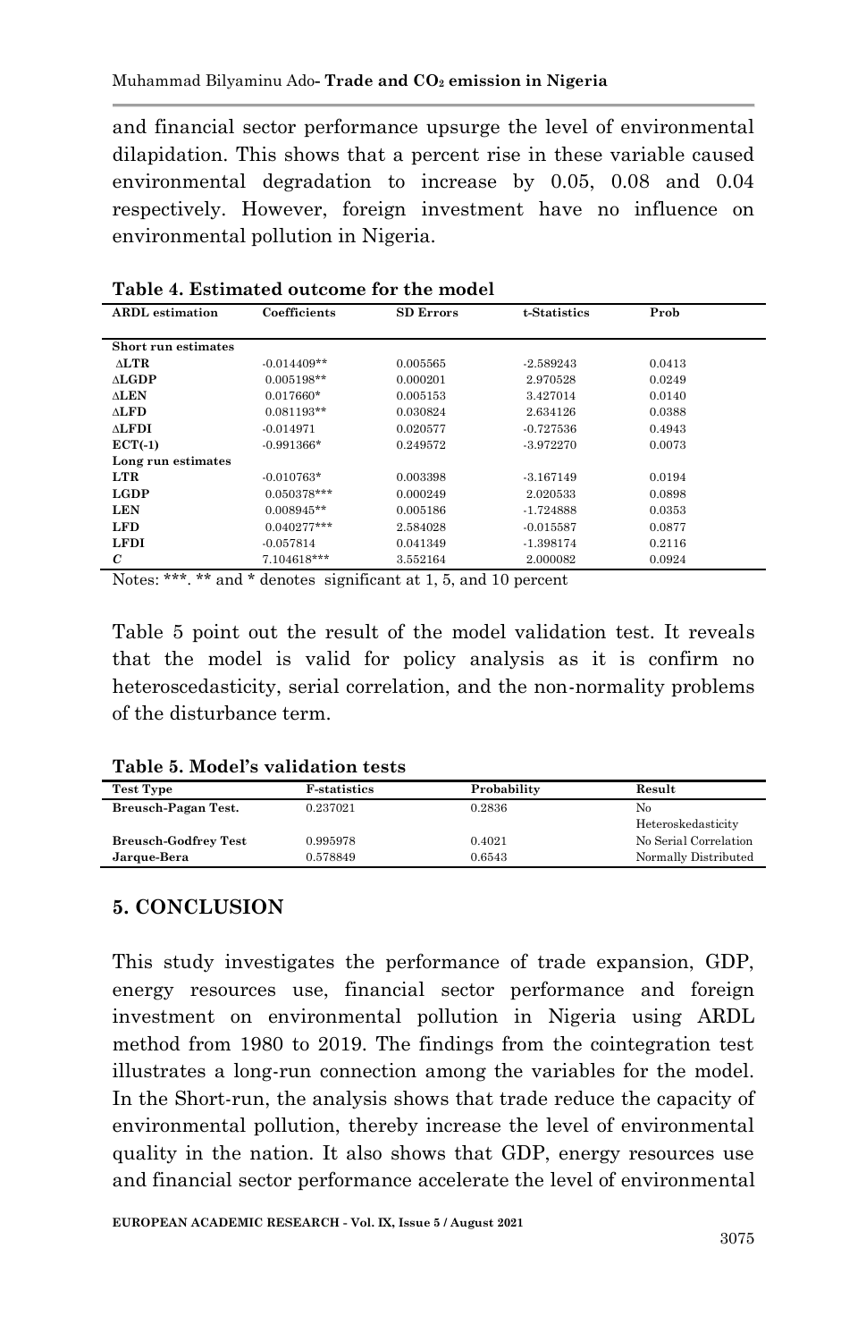and financial sector performance upsurge the level of environmental dilapidation. This shows that a percent rise in these variable caused environmental degradation to increase by 0.05, 0.08 and 0.04 respectively. However, foreign investment have no influence on environmental pollution in Nigeria.

**Table 4. Estimated outcome for the model**

| ARDL estimation | Coefficients | SD Errors | t-Statistics | Prob |
|---|---|---|---|---|
| **Short run estimates** | | | | |
| **ΔLTR** | -0.014409** | 0.005565 | -2.589243 | 0.0413 |
| **ΔLGDP** | 0.005198** | 0.000201 | 2.970528 | 0.0249 |
| **ΔLEN** | 0.017660* | 0.005153 | 3.427014 | 0.0140 |
| **ΔLFD** | 0.081193** | 0.030824 | 2.634126 | 0.0388 |
| **ΔLFDI** | -0.014971 | 0.020577 | -0.727536 | 0.4943 |
| **ECT(-1)** | -0.991366* | 0.249572 | -3.972270 | 0.0073 |
| **Long run estimates** | | | | |
| **LTR** | -0.010763* | 0.003398 | -3.167149 | 0.0194 |
| **LGDP** | 0.050378*** | 0.000249 | 2.020533 | 0.0898 |
| **LEN** | 0.008945** | 0.005186 | -1.724888 | 0.0353 |
| **LFD** | 0.040277*** | 2.584028 | -0.015587 | 0.0877 |
| **LFDI** | -0.057814 | 0.041349 | -1.398174 | 0.2116 |
| ***C*** | 7.104618*** | 3.552164 | 2.000082 | 0.0924 |

Notes: ***. ** and * denotes significant at 1, 5, and 10 percent

Table 5 point out the result of the model validation test. It reveals that the model is valid for policy analysis as it is confirm no heteroscedasticity, serial correlation, and the non-normality problems of the disturbance term.

**Table 5. Model's validation tests**

| Test Type | F-statistics | Probability | Result |
|---|---|---|---|
| **Breusch-Pagan Test.** | 0.237021 | 0.2836 | No Heteroskedasticity |
| **Breusch-Godfrey Test** | 0.995978 | 0.4021 | No Serial Correlation |
| **Jarque-Bera** | 0.578849 | 0.6543 | Normally Distributed |

## 5. CONCLUSION

This study investigates the performance of trade expansion, GDP, energy resources use, financial sector performance and foreign investment on environmental pollution in Nigeria using ARDL method from 1980 to 2019. The findings from the cointegration test illustrates a long-run connection among the variables for the model. In the Short-run, the analysis shows that trade reduce the capacity of environmental pollution, thereby increase the level of environmental quality in the nation. It also shows that GDP, energy resources use and financial sector performance accelerate the level of environmental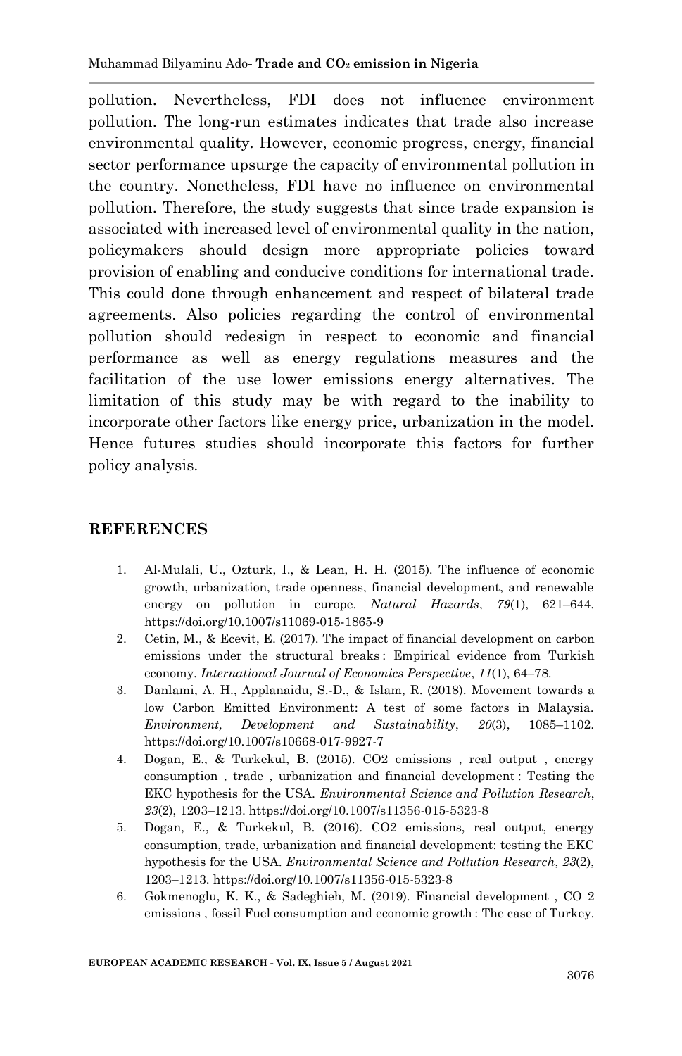pollution. Nevertheless, FDI does not influence environment pollution. The long-run estimates indicates that trade also increase environmental quality. However, economic progress, energy, financial sector performance upsurge the capacity of environmental pollution in the country. Nonetheless, FDI have no influence on environmental pollution. Therefore, the study suggests that since trade expansion is associated with increased level of environmental quality in the nation, policymakers should design more appropriate policies toward provision of enabling and conducive conditions for international trade. This could done through enhancement and respect of bilateral trade agreements. Also policies regarding the control of environmental pollution should redesign in respect to economic and financial performance as well as energy regulations measures and the facilitation of the use lower emissions energy alternatives. The limitation of this study may be with regard to the inability to incorporate other factors like energy price, urbanization in the model. Hence futures studies should incorporate this factors for further policy analysis.

## REFERENCES

1. Al-Mulali, U., Ozturk, I., & Lean, H. H. (2015). The influence of economic growth, urbanization, trade openness, financial development, and renewable energy on pollution in europe. *Natural Hazards*, *79*(1), 621–644. https://doi.org/10.1007/s11069-015-1865-9
2. Cetin, M., & Ecevit, E. (2017). The impact of financial development on carbon emissions under the structural breaks : Empirical evidence from Turkish economy. *International Journal of Economics Perspective*, *11*(1), 64–78.
3. Danlami, A. H., Applanaidu, S.-D., & Islam, R. (2018). Movement towards a low Carbon Emitted Environment: A test of some factors in Malaysia. *Environment, Development and Sustainability*, *20*(3), 1085–1102. https://doi.org/10.1007/s10668-017-9927-7
4. Dogan, E., & Turkekul, B. (2015). CO2 emissions , real output , energy consumption , trade , urbanization and financial development : Testing the EKC hypothesis for the USA. *Environmental Science and Pollution Research*, *23*(2), 1203–1213. https://doi.org/10.1007/s11356-015-5323-8
5. Dogan, E., & Turkekul, B. (2016). CO2 emissions, real output, energy consumption, trade, urbanization and financial development: testing the EKC hypothesis for the USA. *Environmental Science and Pollution Research*, *23*(2), 1203–1213. https://doi.org/10.1007/s11356-015-5323-8
6. Gokmenoglu, K. K., & Sadeghieh, M. (2019). Financial development , CO 2 emissions , fossil Fuel consumption and economic growth : The case of Turkey.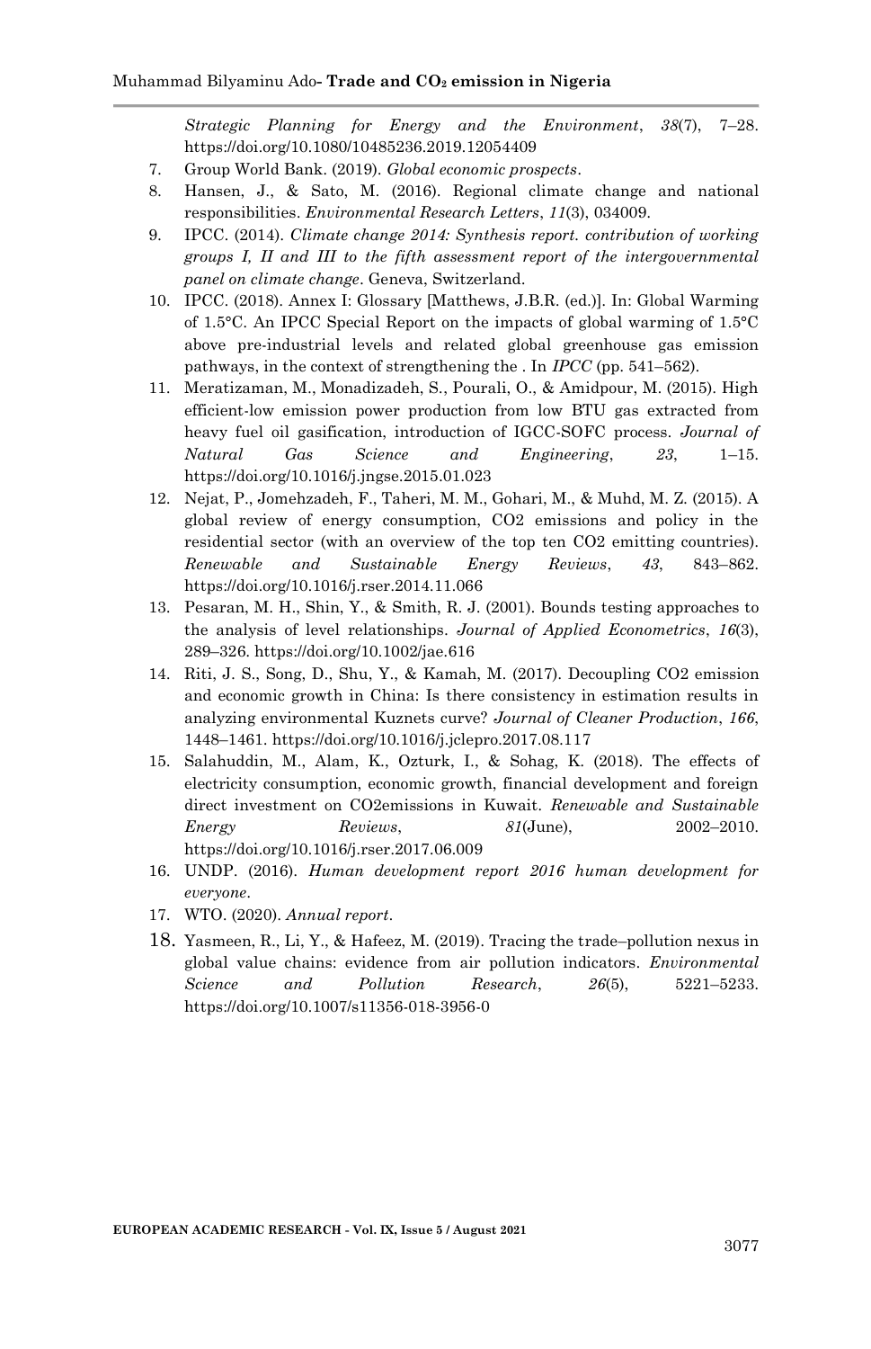*Strategic Planning for Energy and the Environment*, *38*(7), 7–28. https://doi.org/10.1080/10485236.2019.12054409

7. Group World Bank. (2019). *Global economic prospects*.
8. Hansen, J., & Sato, M. (2016). Regional climate change and national responsibilities. *Environmental Research Letters*, *11*(3), 034009.
9. IPCC. (2014). *Climate change 2014: Synthesis report. contribution of working groups I, II and III to the fifth assessment report of the intergovernmental panel on climate change*. Geneva, Switzerland.
10. IPCC. (2018). Annex I: Glossary [Matthews, J.B.R. (ed.)]. In: Global Warming of 1.5°C. An IPCC Special Report on the impacts of global warming of 1.5°C above pre-industrial levels and related global greenhouse gas emission pathways, in the context of strengthening the . In *IPCC* (pp. 541–562).
11. Meratizaman, M., Monadizadeh, S., Pourali, O., & Amidpour, M. (2015). High efficient-low emission power production from low BTU gas extracted from heavy fuel oil gasification, introduction of IGCC-SOFC process. *Journal of Natural Gas Science and Engineering*, *23*, 1–15. https://doi.org/10.1016/j.jngse.2015.01.023
12. Nejat, P., Jomehzadeh, F., Taheri, M. M., Gohari, M., & Muhd, M. Z. (2015). A global review of energy consumption, CO2 emissions and policy in the residential sector (with an overview of the top ten CO2 emitting countries). *Renewable and Sustainable Energy Reviews*, *43*, 843–862. https://doi.org/10.1016/j.rser.2014.11.066
13. Pesaran, M. H., Shin, Y., & Smith, R. J. (2001). Bounds testing approaches to the analysis of level relationships. *Journal of Applied Econometrics*, *16*(3), 289–326. https://doi.org/10.1002/jae.616
14. Riti, J. S., Song, D., Shu, Y., & Kamah, M. (2017). Decoupling CO2 emission and economic growth in China: Is there consistency in estimation results in analyzing environmental Kuznets curve? *Journal of Cleaner Production*, *166*, 1448–1461. https://doi.org/10.1016/j.jclepro.2017.08.117
15. Salahuddin, M., Alam, K., Ozturk, I., & Sohag, K. (2018). The effects of electricity consumption, economic growth, financial development and foreign direct investment on CO2emissions in Kuwait. *Renewable and Sustainable Energy Reviews*, *81*(June), 2002–2010. https://doi.org/10.1016/j.rser.2017.06.009
16. UNDP. (2016). *Human development report 2016 human development for everyone*.
17. WTO. (2020). *Annual report*.
18. Yasmeen, R., Li, Y., & Hafeez, M. (2019). Tracing the trade–pollution nexus in global value chains: evidence from air pollution indicators. *Environmental Science and Pollution Research*, *26*(5), 5221–5233. https://doi.org/10.1007/s11356-018-3956-0